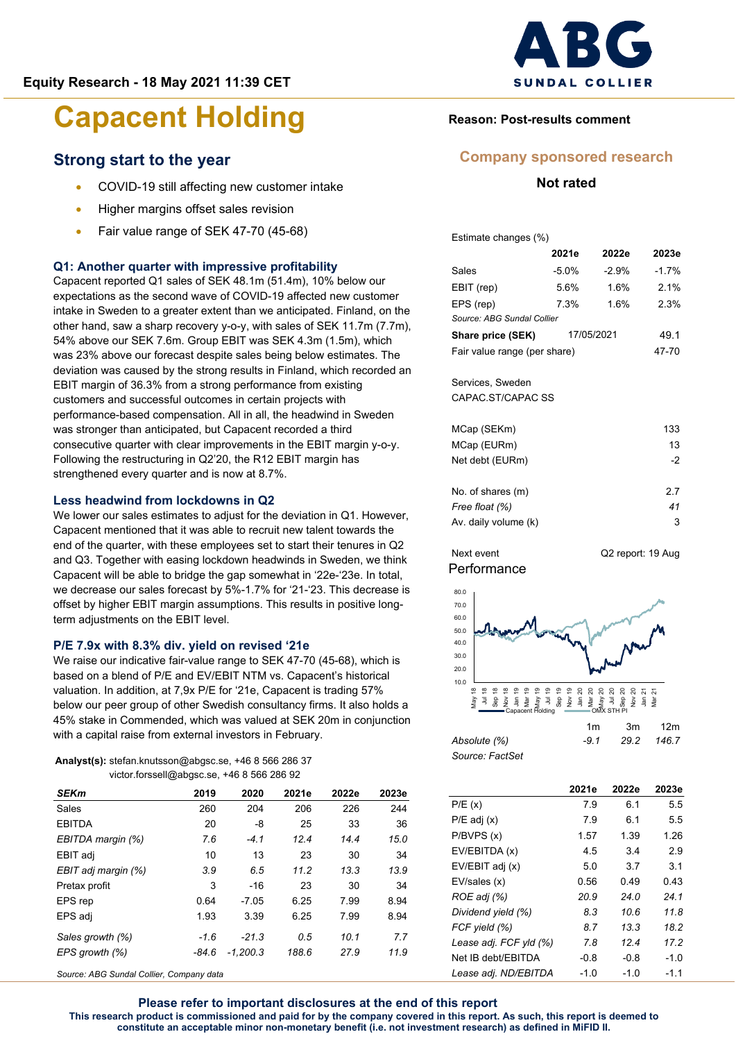Equity Research - 18 May 2021 11:39 CET

# Capacent Holding

Reason: Post-results comment

Company sponsored research

Not rated

## Strong start to the year

- COVID-19 still affecting new customer intake
- Higher margins offset sales revision
- Fair value range of SEK 47-70 (45-68)

### Q1: Another quarter with impressive profitability

Capacent reported Q1 sales of SEK 48.1m (51.4m), 10% below our expectations as the second wave of COVID-19 affected new customer intake in Sweden to a greater extent than we anticipated. Finland, on the other hand, saw a sharp recovery y-o-y, with sales of SEK 11.7m (7.7m), 54% above our SEK 7.6m. Group EBIT was SEK 4.3m (1.5m), which was 23% above our forecast despite sales being below estimates. The deviation was caused by the strong results in Finland, which recorded an EBIT margin of 36.3% from a strong performance from existing customers and successful outcomes in certain projects with performance-based compensation. All in all, the headwind in Sweden was stronger than anticipated, but Capacent recorded a third consecutive quarter with clear improvements in the EBIT margin y-o-y. Following the restructuring in Q2'20, the R12 EBIT margin has strengthened every quarter and is now at 8.7%.

### Less headwind from lockdowns in Q2

We lower our sales estimates to adjust for the deviation in Q1. However, Capacent mentioned that it was able to recruit new talent towards the end of the quarter, with these employees set to start their tenures in Q2 and Q3. Together with easing lockdown headwinds in Sweden, we think Capacent will be able to bridge the gap somewhat in '22e-'23e. In total, we decrease our sales forecast by 5%-1.7% for '21-'23. This decrease is offset by higher EBIT margin assumptions. This results in positive long-term adjustments on the EBIT level.

### P/E 7.9x with 8.3% div. yield on revised '21e

We raise our indicative fair-value range to SEK 47-70 (45-68), which is based on a blend of P/E and EV/EBIT NTM vs. Capacent's historical valuation. In addition, at 7,9x P/E for '21e, Capacent is trading 57% below our peer group of other Swedish consultancy firms. It also holds a 45% stake in Commended, which was valued at SEK 20m in conjunction with a capital raise from external investors in February.

**Analyst(s):** stefan.knutsson@abgsc.se, +46 8 566 286 37
victor.forssell@abgsc.se, +46 8 566 286 92

| *SEKm* | 2019 | 2020 | 2021e | 2022e | 2023e |
|---|---|---|---|---|---|
| Sales | 260 | 204 | 206 | 226 | 244 |
| EBITDA | 20 | -8 | 25 | 33 | 36 |
| *EBITDA margin (%)* | *7.6* | *-4.1* | *12.4* | *14.4* | *15.0* |
| EBIT adj | 10 | 13 | 23 | 30 | 34 |
| *EBIT adj margin (%)* | *3.9* | *6.5* | *11.2* | *13.3* | *13.9* |
| Pretax profit | 3 | -16 | 23 | 30 | 34 |
| EPS rep | 0.64 | -7.05 | 6.25 | 7.99 | 8.94 |
| EPS adj | 1.93 | 3.39 | 6.25 | 7.99 | 8.94 |
| *Sales growth (%)* | *-1.6* | *-21.3* | *0.5* | *10.1* | *7.7* |
| *EPS growth (%)* | *-84.6* | *-1,200.3* | *188.6* | *27.9* | *11.9* |

*Source: ABG Sundal Collier, Company data*

Estimate changes (%)

| | 2021e | 2022e | 2023e |
|---|---|---|---|
| Sales | -5.0% | -2.9% | -1.7% |
| EBIT (rep) | 5.6% | 1.6% | 2.1% |
| EPS (rep) | 7.3% | 1.6% | 2.3% |

*Source: ABG Sundal Collier*

| | | |
|---|---|---|
| **Share price (SEK)** | 17/05/2021 | 49.1 |
| Fair value range (per share) | | 47-70 |

Services, Sweden
CAPAC.ST/CAPAC SS

| | |
|---|---|
| MCap (SEKm) | 133 |
| MCap (EURm) | 13 |
| Net debt (EURm) | -2 |
| No. of shares (m) | 2.7 |
| *Free float (%)* | *41* |
| Av. daily volume (k) | 3 |

Next event: Q2 report: 19 Aug

### Performance

| | 1m | 3m | 12m |
|---|---|---|---|
| *Absolute (%)* | *-9.1* | *29.2* | *146.7* |

*Source: FactSet*

| | 2021e | 2022e | 2023e |
|---|---|---|---|
| P/E (x) | 7.9 | 6.1 | 5.5 |
| P/E adj (x) | 7.9 | 6.1 | 5.5 |
| P/BVPS (x) | 1.57 | 1.39 | 1.26 |
| EV/EBITDA (x) | 4.5 | 3.4 | 2.9 |
| EV/EBIT adj (x) | 5.0 | 3.7 | 3.1 |
| EV/sales (x) | 0.56 | 0.49 | 0.43 |
| *ROE adj (%)* | *20.9* | *24.0* | *24.1* |
| *Dividend yield (%)* | *8.3* | *10.6* | *11.8* |
| *FCF yield (%)* | *8.7* | *13.3* | *18.2* |
| *Lease adj. FCF yld (%)* | *7.8* | *12.4* | *17.2* |
| Net IB debt/EBITDA | -0.8 | -0.8 | -1.0 |
| *Lease adj. ND/EBITDA* | -1.0 | -1.0 | -1.1 |

**Please refer to important disclosures at the end of this report**
**This research product is commissioned and paid for by the company covered in this report. As such, this report is deemed to constitute an acceptable minor non-monetary benefit (i.e. not investment research) as defined in MiFID II.**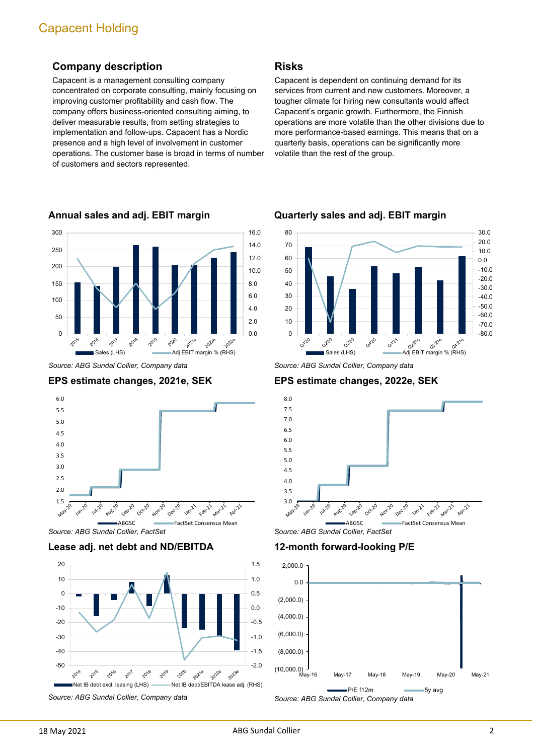## Company description

Capacent is a management consulting company concentrated on corporate consulting, mainly focusing on improving customer profitability and cash flow. The company offers business-oriented consulting aiming, to deliver measurable results, from setting strategies to implementation and follow-ups. Capacent has a Nordic presence and a high level of involvement in customer operations. The customer base is broad in terms of number of customers and sectors represented.

## Risks

Capacent is dependent on continuing demand for its services from current and new customers. Moreover, a tougher climate for hiring new consultants would affect Capacent's organic growth. Furthermore, the Finnish operations are more volatile than the other divisions due to more performance-based earnings. This means that on a quarterly basis, operations can be significantly more volatile than the rest of the group.

### Annual sales and adj. EBIT margin

*Source: ABG Sundal Collier, Company data*

### Quarterly sales and adj. EBIT margin

*Source: ABG Sundal Collier, Company data*

### EPS estimate changes, 2021e, SEK

*Source: ABG Sundal Collier, FactSet*

### EPS estimate changes, 2022e, SEK

*Source: ABG Sundal Collier, FactSet*

### Lease adj. net debt and ND/EBITDA

*Source: ABG Sundal Collier, Company data*

### 12-month forward-looking P/E

*Source: ABG Sundal Collier, Company data*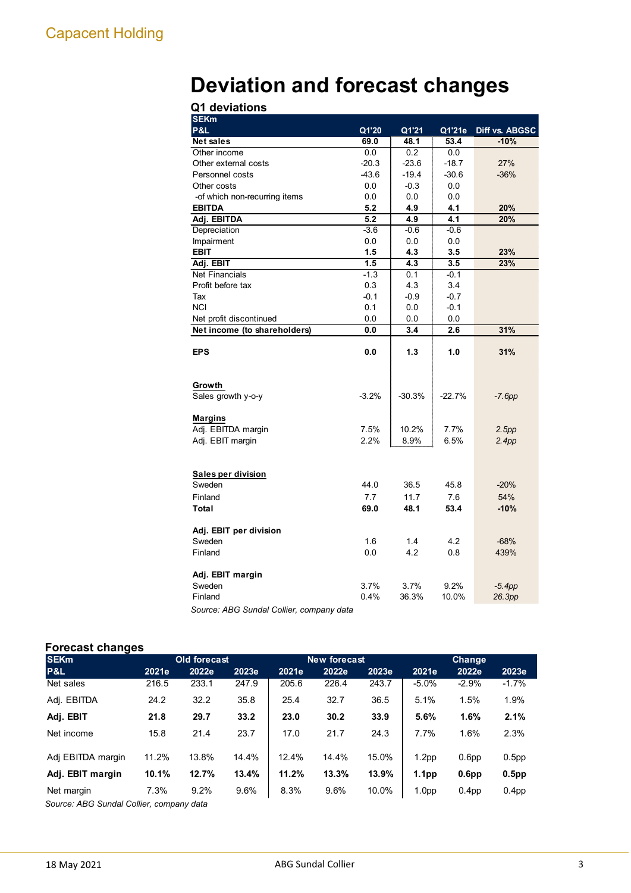# Deviation and forecast changes

### Q1 deviations

| SEKm<br>P&L | Q1'20 | Q1'21 | Q1'21e | Diff vs. ABGSC |
|---|---|---|---|---|
| **Net sales** | **69.0** | **48.1** | **53.4** | **-10%** |
| Other income | 0.0 | 0.2 | 0.0 | |
| Other external costs | -20.3 | -23.6 | -18.7 | 27% |
| Personnel costs | -43.6 | -19.4 | -30.6 | -36% |
| Other costs | 0.0 | -0.3 | 0.0 | |
| -of which non-recurring items | 0.0 | 0.0 | 0.0 | |
| **EBITDA** | **5.2** | **4.9** | **4.1** | **20%** |
| **Adj. EBITDA** | **5.2** | **4.9** | **4.1** | **20%** |
| Depreciation | -3.6 | -0.6 | -0.6 | |
| Impairment | 0.0 | 0.0 | 0.0 | |
| **EBIT** | **1.5** | **4.3** | **3.5** | **23%** |
| **Adj. EBIT** | **1.5** | **4.3** | **3.5** | **23%** |
| Net Financials | -1.3 | 0.1 | -0.1 | |
| Profit before tax | 0.3 | 4.3 | 3.4 | |
| Tax | -0.1 | -0.9 | -0.7 | |
| NCI | 0.1 | 0.0 | -0.1 | |
| Net profit discontinued | 0.0 | 0.0 | 0.0 | |
| **Net income (to shareholders)** | **0.0** | **3.4** | **2.6** | **31%** |
| | | | | |
| **EPS** | **0.0** | **1.3** | **1.0** | **31%** |
| | | | | |
| **Growth** | | | | |
| Sales growth y-o-y | -3.2% | -30.3% | -22.7% | *-7.6pp* |
| | | | | |
| **Margins** | | | | |
| Adj. EBITDA margin | 7.5% | 10.2% | 7.7% | *2.5pp* |
| Adj. EBIT margin | 2.2% | 8.9% | 6.5% | *2.4pp* |
| | | | | |
| **Sales per division** | | | | |
| Sweden | 44.0 | 36.5 | 45.8 | -20% |
| Finland | 7.7 | 11.7 | 7.6 | 54% |
| **Total** | **69.0** | **48.1** | **53.4** | **-10%** |
| | | | | |
| **Adj. EBIT per division** | | | | |
| Sweden | 1.6 | 1.4 | 4.2 | -68% |
| Finland | 0.0 | 4.2 | 0.8 | 439% |
| | | | | |
| **Adj. EBIT margin** | | | | |
| Sweden | 3.7% | 3.7% | 9.2% | *-5.4pp* |
| Finland | 0.4% | 36.3% | 10.0% | *26.3pp* |

*Source: ABG Sundal Collier, company data*

### Forecast changes

| SEKm | Old forecast | | | New forecast | | | Change | | |
|---|---|---|---|---|---|---|---|---|---|
| P&L | 2021e | 2022e | 2023e | 2021e | 2022e | 2023e | 2021e | 2022e | 2023e |
| Net sales | 216.5 | 233.1 | 247.9 | 205.6 | 226.4 | 243.7 | -5.0% | -2.9% | -1.7% |
| Adj. EBITDA | 24.2 | 32.2 | 35.8 | 25.4 | 32.7 | 36.5 | 5.1% | 1.5% | 1.9% |
| **Adj. EBIT** | **21.8** | **29.7** | **33.2** | **23.0** | **30.2** | **33.9** | **5.6%** | **1.6%** | **2.1%** |
| Net income | 15.8 | 21.4 | 23.7 | 17.0 | 21.7 | 24.3 | 7.7% | 1.6% | 2.3% |
| | | | | | | | | | |
| Adj EBITDA margin | 11.2% | 13.8% | 14.4% | 12.4% | 14.4% | 15.0% | 1.2pp | 0.6pp | 0.5pp |
| **Adj. EBIT margin** | **10.1%** | **12.7%** | **13.4%** | **11.2%** | **13.3%** | **13.9%** | **1.1pp** | **0.6pp** | **0.5pp** |
| Net margin | 7.3% | 9.2% | 9.6% | 8.3% | 9.6% | 10.0% | 1.0pp | 0.4pp | 0.4pp |

*Source: ABG Sundal Collier, company data*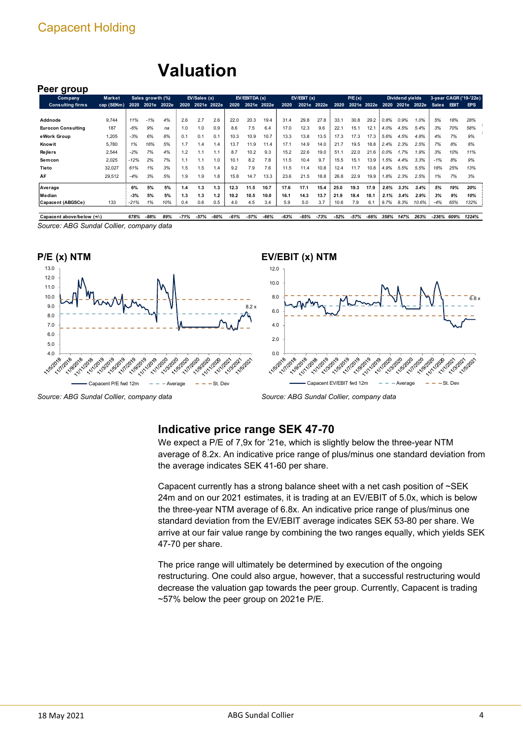# Valuation

## Peer group

| Company Consulting firms | Market cap (SEKm) | Sales growth (%) 2020 | 2021e | 2022e | EV/Sales (x) 2020 | 2021e | 2022e | EV/EBITDA (x) 2020 | 2021e | 2022e | EV/EBIT (x) 2020 | 2021e | 2022e | P/E (x) 2020 | 2021e | 2022e | Dividend yields 2020 | 2021e | 2022e | 3-year CAGR ('19-'22e) Sales | EBIT | EPS |
|---|---|---|---|---|---|---|---|---|---|---|---|---|---|---|---|---|---|---|---|---|---|---|
| Addnode | 9,744 | 11% | -1% | 4% | 2.6 | 2.7 | 2.6 | 22.0 | 20.3 | 19.4 | 31.4 | 29.8 | 27.8 | 33.1 | 30.8 | 29.2 | 0.8% | 0.9% | 1.0% | 5% | 18% | 28% |
| Eurocon Consulting | 187 | -6% | 9% | na | 1.0 | 1.0 | 0.9 | 8.6 | 7.5 | 6.4 | 17.0 | 12.3 | 9.6 | 22.1 | 15.1 | 12.1 | 4.0% | 4.5% | 5.4% | 3% | 70% | 58% |
| eWork Group | 1,205 | -3% | 6% | 8% | 0.1 | 0.1 | 0.1 | 10.3 | 10.9 | 10.7 | 13.3 | 13.8 | 13.5 | 17.3 | 17.3 | 17.3 | 5.6% | 4.5% | 4.8% | 4% | 7% | 9% |
| Knowit | 5,780 | 1% | 16% | 5% | 1.7 | 1.4 | 1.4 | 13.7 | 11.9 | 11.4 | 17.1 | 14.9 | 14.0 | 21.7 | 19.5 | 18.8 | 2.4% | 2.3% | 2.5% | 7% | 8% | 8% |
| Rejlers | 2,544 | -2% | 7% | 4% | 1.2 | 1.1 | 1.1 | 8.7 | 10.2 | 9.3 | 15.2 | 22.6 | 19.0 | 51.1 | 22.0 | 21.6 | 0.0% | 1.7% | 1.9% | 3% | 10% | 11% |
| Semcon | 2,025 | -12% | 2% | 7% | 1.1 | 1.1 | 1.0 | 10.1 | 8.2 | 7.8 | 11.5 | 10.4 | 9.7 | 15.5 | 15.1 | 13.9 | 1.5% | 4.4% | 3.3% | -1% | 8% | 9% |
| Tieto | 32,027 | 61% | 1% | 3% | 1.5 | 1.5 | 1.4 | 9.2 | 7.9 | 7.6 | 11.5 | 11.4 | 10.8 | 12.4 | 11.7 | 10.8 | 4.9% | 5.5% | 5.5% | 18% | 25% | 13% |
| ÅF | 29,512 | -4% | 3% | 5% | 1.9 | 1.9 | 1.8 | 15.8 | 14.7 | 13.3 | 23.6 | 21.5 | 18.8 | 26.8 | 22.9 | 19.9 | 1.8% | 2.3% | 2.5% | 1% | 7% | 3% |
| **Average** | | **6%** | **5%** | **5%** | **1.4** | **1.3** | **1.3** | **12.3** | **11.5** | **10.7** | **17.6** | **17.1** | **15.4** | **25.0** | **19.3** | **17.9** | **2.6%** | **3.3%** | **3.4%** | **5%** | **19%** | **20%** |
| **Median** | | **-3%** | **5%** | **5%** | **1.3** | **1.3** | **1.2** | **10.2** | **10.5** | **10.0** | **16.1** | **14.3** | **13.7** | **21.9** | **18.4** | **18.1** | **2.1%** | **3.4%** | **2.9%** | **3%** | **9%** | **10%** |
| Capacent (ABGSCe) | 133 | -21% | 1% | 10% | 0.4 | 0.6 | 0.5 | 4.0 | 4.5 | 3.4 | 5.9 | 5.0 | 3.7 | 10.6 | 7.9 | 6.1 | 9.7% | 8.3% | 10.6% | -4% | 65% | 132% |
| **Capacent above/below (+/-)** | | 678% | -88% | 89% | -71% | -57% | -60% | -61% | -57% | -66% | -63% | -65% | -73% | -52% | -57% | -66% | 358% | 147% | 263% | -236% | 609% | 1224% |

*Source: ABG Sundal Collier, company data*

## P/E (x) NTM

*Source: ABG Sundal Collier, company data*

## EV/EBIT (x) NTM

*Source: ABG Sundal Collier, company data*

## Indicative price range SEK 47-70

We expect a P/E of 7,9x for '21e, which is slightly below the three-year NTM average of 8.2x. An indicative price range of plus/minus one standard deviation from the average indicates SEK 41-60 per share.

Capacent currently has a strong balance sheet with a net cash position of ~SEK 24m and on our 2021 estimates, it is trading at an EV/EBIT of 5.0x, which is below the three-year NTM average of 6.8x. An indicative price range of plus/minus one standard deviation from the EV/EBIT average indicates SEK 53-80 per share. We arrive at our fair value range by combining the two ranges equally, which yields SEK 47-70 per share.

The price range will ultimately be determined by execution of the ongoing restructuring. One could also argue, however, that a successful restructuring would decrease the valuation gap towards the peer group. Currently, Capacent is trading ~57% below the peer group on 2021e P/E.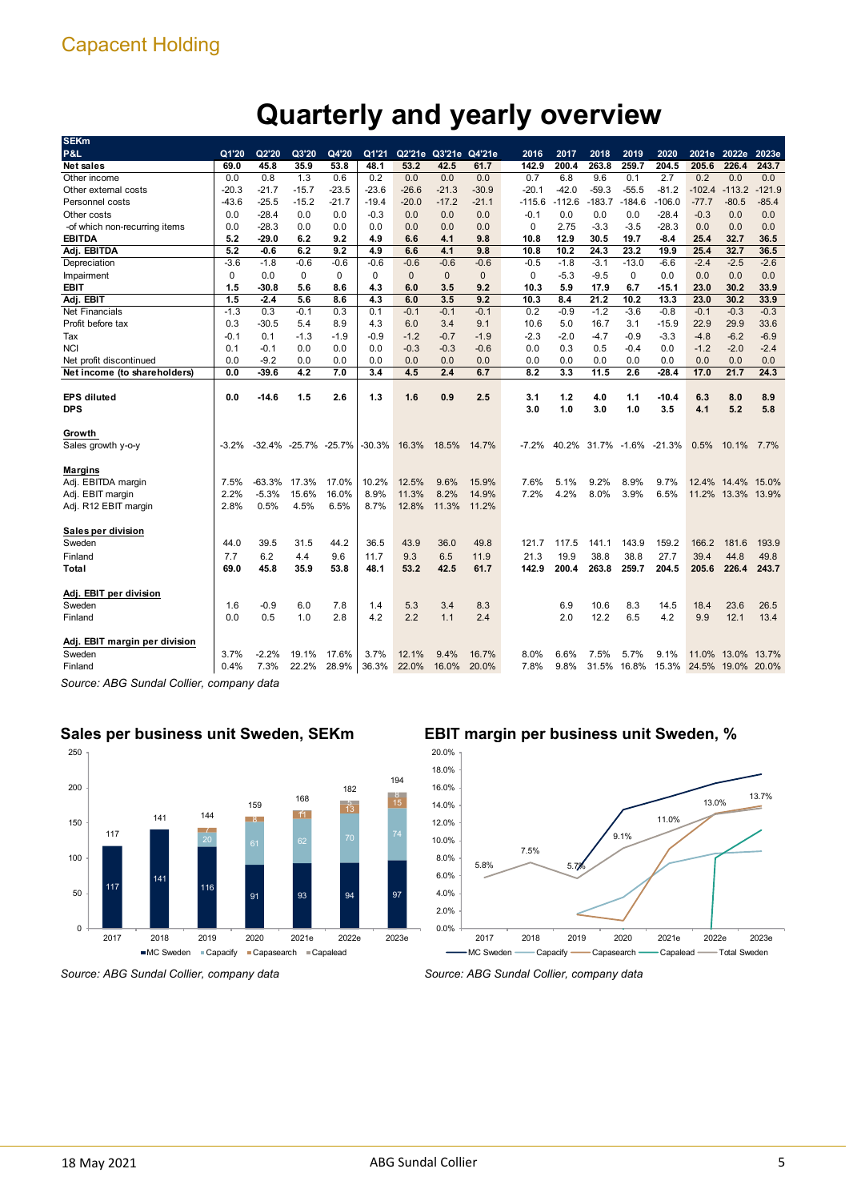# Quarterly and yearly overview

| SEKm P&L | Q1'20 | Q2'20 | Q3'20 | Q4'20 | Q1'21 | Q2'21e | Q3'21e | Q4'21e | 2016 | 2017 | 2018 | 2019 | 2020 | 2021e | 2022e | 2023e |
|---|---|---|---|---|---|---|---|---|---|---|---|---|---|---|---|---|
| **Net sales** | **69.0** | **45.8** | **35.9** | **53.8** | **48.1** | **53.2** | **42.5** | **61.7** | **142.9** | **200.4** | **263.8** | **259.7** | **204.5** | **205.6** | **226.4** | **243.7** |
| Other income | 0.0 | 0.8 | 1.3 | 0.6 | 0.2 | 0.0 | 0.0 | 0.0 | 0.7 | 6.8 | 9.6 | 0.1 | 2.7 | 0.2 | 0.0 | 0.0 |
| Other external costs | -20.3 | -21.7 | -15.7 | -23.5 | -23.6 | -26.6 | -21.3 | -30.9 | -20.1 | -42.0 | -59.3 | -55.5 | -81.2 | -102.4 | -113.2 | -121.9 |
| Personnel costs | -43.6 | -25.5 | -15.2 | -21.7 | -19.4 | -20.0 | -17.2 | -21.1 | -115.6 | -112.6 | -183.7 | -184.6 | -106.0 | -77.7 | -80.5 | -85.4 |
| Other costs | 0.0 | -28.4 | 0.0 | 0.0 | -0.3 | 0.0 | 0.0 | 0.0 | -0.1 | 0.0 | 0.0 | 0.0 | -28.4 | -0.3 | 0.0 | 0.0 |
| -of which non-recurring items | 0.0 | -28.3 | 0.0 | 0.0 | 0.0 | 0.0 | 0.0 | 0.0 | 0 | 2.75 | -3.3 | -3.5 | -28.3 | 0.0 | 0.0 | 0.0 |
| **EBITDA** | **5.2** | **-29.0** | **6.2** | **9.2** | **4.9** | **6.6** | **4.1** | **9.8** | **10.8** | **12.9** | **30.5** | **19.7** | **-8.4** | **25.4** | **32.7** | **36.5** |
| **Adj. EBITDA** | **5.2** | **-0.6** | **6.2** | **9.2** | **4.9** | **6.6** | **4.1** | **9.8** | **10.8** | **10.2** | **24.3** | **23.2** | **19.9** | **25.4** | **32.7** | **36.5** |
| Depreciation | -3.6 | -1.8 | -0.6 | -0.6 | -0.6 | -0.6 | -0.6 | -0.6 | -0.5 | -1.8 | -3.1 | -13.0 | -6.6 | -2.4 | -2.5 | -2.6 |
| Impairment | 0 | 0.0 | 0 | 0 | 0 | 0 | 0 | 0 | 0 | -5.3 | -9.5 | 0 | 0.0 | 0.0 | 0.0 | 0.0 |
| **EBIT** | **1.5** | **-30.8** | **5.6** | **8.6** | **4.3** | **6.0** | **3.5** | **9.2** | **10.3** | **5.9** | **17.9** | **6.7** | **-15.1** | **23.0** | **30.2** | **33.9** |
| **Adj. EBIT** | **1.5** | **-2.4** | **5.6** | **8.6** | **4.3** | **6.0** | **3.5** | **9.2** | **10.3** | **8.4** | **21.2** | **10.2** | **13.3** | **23.0** | **30.2** | **33.9** |
| Net Financials | -1.3 | 0.3 | -0.1 | 0.3 | 0.1 | -0.1 | -0.1 | -0.1 | 0.2 | -0.9 | -1.2 | -3.6 | -0.8 | -0.1 | -0.3 | -0.3 |
| Profit before tax | 0.3 | -30.5 | 5.4 | 8.9 | 4.3 | 6.0 | 3.4 | 9.1 | 10.6 | 5.0 | 16.7 | 3.1 | -15.9 | 22.9 | 29.9 | 33.6 |
| Tax | -0.1 | 0.1 | -1.3 | -1.9 | -0.9 | -1.2 | -0.7 | -1.9 | -2.3 | -2.0 | -4.7 | -0.9 | -3.3 | -4.8 | -6.2 | -6.9 |
| NCI | 0.1 | -0.1 | 0.0 | 0.0 | 0.0 | -0.3 | -0.3 | -0.6 | 0.0 | 0.3 | 0.5 | -0.4 | 0.0 | -1.2 | -2.0 | -2.4 |
| Net profit discontinued | 0.0 | -9.2 | 0.0 | 0.0 | 0.0 | 0.0 | 0.0 | 0.0 | 0.0 | 0.0 | 0.0 | 0.0 | 0.0 | 0.0 | 0.0 | 0.0 |
| **Net income (to shareholders)** | **0.0** | **-39.6** | **4.2** | **7.0** | **3.4** | **4.5** | **2.4** | **6.7** | **8.2** | **3.3** | **11.5** | **2.6** | **-28.4** | **17.0** | **21.7** | **24.3** |
| | | | | | | | | | | | | | | | | |
| **EPS diluted** | **0.0** | **-14.6** | **1.5** | **2.6** | **1.3** | **1.6** | **0.9** | **2.5** | **3.1** | **1.2** | **4.0** | **1.1** | **-10.4** | **6.3** | **8.0** | **8.9** |
| **DPS** | | | | | | | | | **3.0** | **1.0** | **3.0** | **1.0** | **3.5** | **4.1** | **5.2** | **5.8** |
| | | | | | | | | | | | | | | | | |
| **Growth** | | | | | | | | | | | | | | | | |
| Sales growth y-o-y | -3.2% | -32.4% | -25.7% | -25.7% | -30.3% | 16.3% | 18.5% | 14.7% | -7.2% | 40.2% | 31.7% | -1.6% | -21.3% | 0.5% | 10.1% | 7.7% |
| | | | | | | | | | | | | | | | | |
| **Margins** | | | | | | | | | | | | | | | | |
| Adj. EBITDA margin | 7.5% | -63.3% | 17.3% | 17.0% | 10.2% | 12.5% | 9.6% | 15.9% | 7.6% | 5.1% | 9.2% | 8.9% | 9.7% | 12.4% | 14.4% | 15.0% |
| Adj. EBIT margin | 2.2% | -5.3% | 15.6% | 16.0% | 8.9% | 11.3% | 8.2% | 14.9% | 7.2% | 4.2% | 8.0% | 3.9% | 6.5% | 11.2% | 13.3% | 13.9% |
| Adj. R12 EBIT margin | 2.8% | 0.5% | 4.5% | 6.5% | 8.7% | 12.8% | 11.3% | 11.2% | | | | | | | | |
| | | | | | | | | | | | | | | | | |
| **Sales per division** | | | | | | | | | | | | | | | | |
| Sweden | 44.0 | 39.5 | 31.5 | 44.2 | 36.5 | 43.9 | 36.0 | 49.8 | 121.7 | 117.5 | 141.1 | 143.9 | 159.2 | 166.2 | 181.6 | 193.9 |
| Finland | 7.7 | 6.2 | 4.4 | 9.6 | 11.7 | 9.3 | 6.5 | 11.9 | 21.3 | 19.9 | 38.8 | 38.8 | 27.7 | 39.4 | 44.8 | 49.8 |
| **Total** | **69.0** | **45.8** | **35.9** | **53.8** | **48.1** | **53.2** | **42.5** | **61.7** | **142.9** | **200.4** | **263.8** | **259.7** | **204.5** | **205.6** | **226.4** | **243.7** |
| | | | | | | | | | | | | | | | | |
| **Adj. EBIT per division** | | | | | | | | | | | | | | | | |
| Sweden | 1.6 | -0.9 | 6.0 | 7.8 | 1.4 | 5.3 | 3.4 | 8.3 | | 6.9 | 10.6 | 8.3 | 14.5 | 18.4 | 23.6 | 26.5 |
| Finland | 0.0 | 0.5 | 1.0 | 2.8 | 4.2 | 2.2 | 1.1 | 2.4 | | 2.0 | 12.2 | 6.5 | 4.2 | 9.9 | 12.1 | 13.4 |
| | | | | | | | | | | | | | | | | |
| **Adj. EBIT margin per division** | | | | | | | | | | | | | | | | |
| Sweden | 3.7% | -2.2% | 19.1% | 17.6% | 3.7% | 12.1% | 9.4% | 16.7% | 8.0% | 6.6% | 7.5% | 5.7% | 9.1% | 11.0% | 13.0% | 13.7% |
| Finland | 0.4% | 7.3% | 22.2% | 28.9% | 36.3% | 22.0% | 16.0% | 20.0% | 7.8% | 9.8% | 31.5% | 16.8% | 15.3% | 24.5% | 19.0% | 20.0% |

*Source: ABG Sundal Collier, company data*

## Sales per business unit Sweden, SEKm

*Source: ABG Sundal Collier, company data*

## EBIT margin per business unit Sweden, %

*Source: ABG Sundal Collier, company data*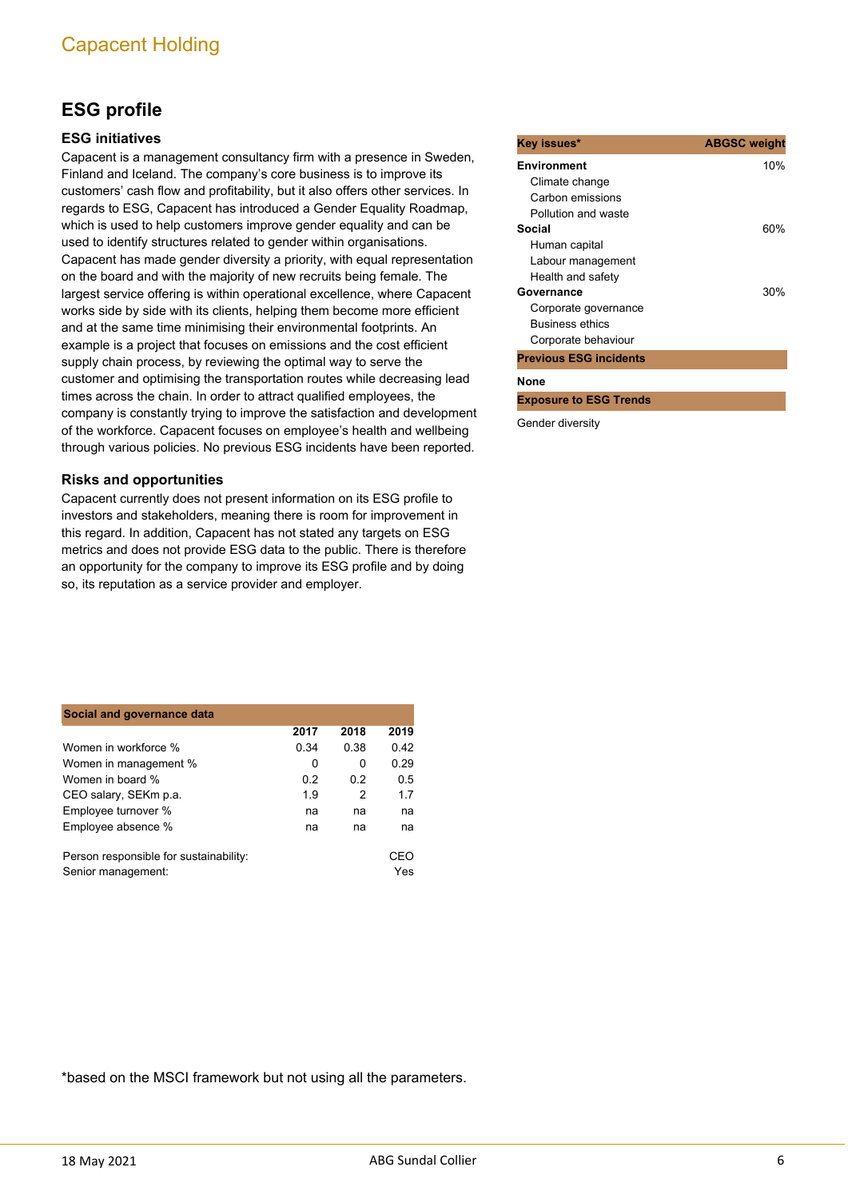## ESG profile

### ESG initiatives

Capacent is a management consultancy firm with a presence in Sweden, Finland and Iceland. The company's core business is to improve its customers' cash flow and profitability, but it also offers other services. In regards to ESG, Capacent has introduced a Gender Equality Roadmap, which is used to help customers improve gender equality and can be used to identify structures related to gender within organisations. Capacent has made gender diversity a priority, with equal representation on the board and with the majority of new recruits being female. The largest service offering is within operational excellence, where Capacent works side by side with its clients, helping them become more efficient and at the same time minimising their environmental footprints. An example is a project that focuses on emissions and the cost efficient supply chain process, by reviewing the optimal way to serve the customer and optimising the transportation routes while decreasing lead times across the chain. In order to attract qualified employees, the company is constantly trying to improve the satisfaction and development of the workforce. Capacent focuses on employee's health and wellbeing through various policies. No previous ESG incidents have been reported.

### Risks and opportunities

Capacent currently does not present information on its ESG profile to investors and stakeholders, meaning there is room for improvement in this regard. In addition, Capacent has not stated any targets on ESG metrics and does not provide ESG data to the public. There is therefore an opportunity for the company to improve its ESG profile and by doing so, its reputation as a service provider and employer.

| Key issues* | ABGSC weight |
|---|---|
| **Environment** | 10% |
| Climate change | |
| Carbon emissions | |
| Pollution and waste | |
| **Social** | 60% |
| Human capital | |
| Labour management | |
| Health and safety | |
| **Governance** | 30% |
| Corporate governance | |
| Business ethics | |
| Corporate behaviour | |

**Previous ESG incidents**

**None**

**Exposure to ESG Trends**

Gender diversity

| Social and governance data | 2017 | 2018 | 2019 |
|---|---|---|---|
| Women in workforce % | 0.34 | 0.38 | 0.42 |
| Women in management % | 0 | 0 | 0.29 |
| Women in board % | 0.2 | 0.2 | 0.5 |
| CEO salary, SEKm p.a. | 1.9 | 2 | 1.7 |
| Employee turnover % | na | na | na |
| Employee absence % | na | na | na |
| | | | |
| Person responsible for sustainability: | | | CEO |
| Senior management: | | | Yes |

*based on the MSCI framework but not using all the parameters.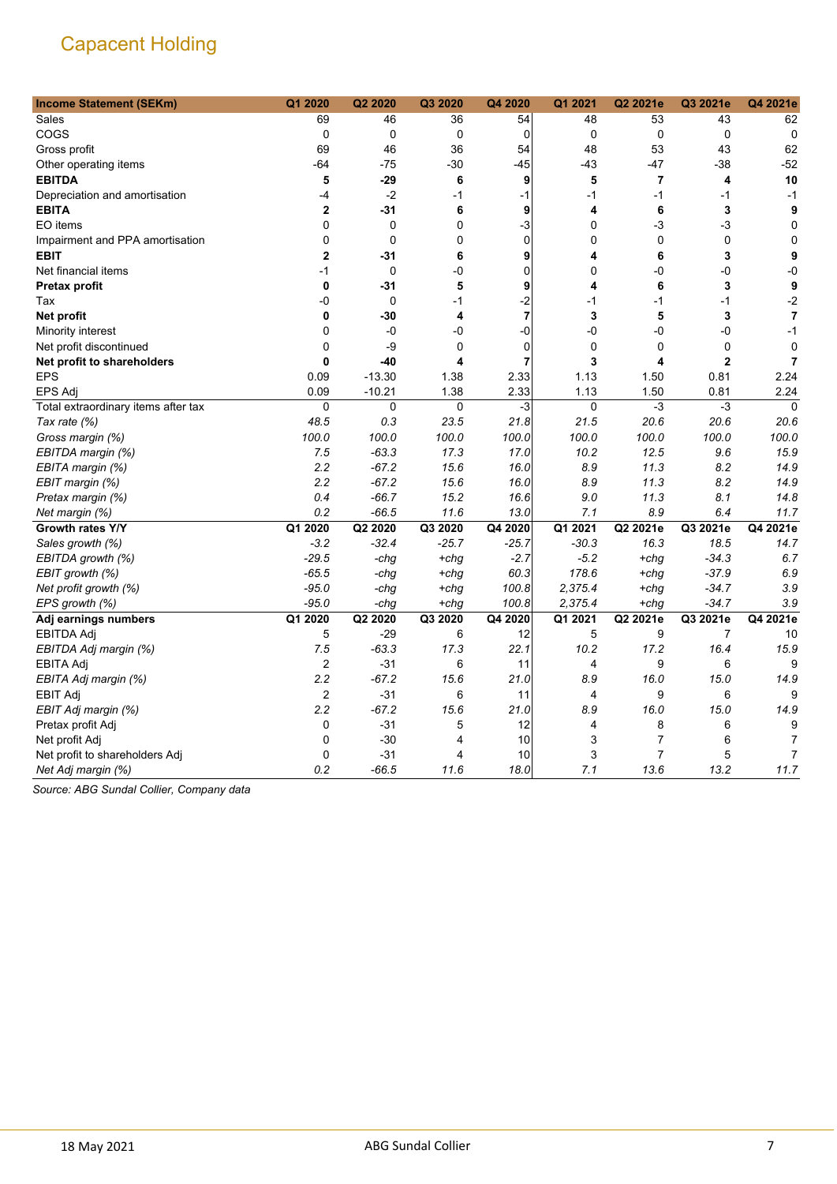# Capacent Holding

| Income Statement (SEKm) | Q1 2020 | Q2 2020 | Q3 2020 | Q4 2020 | Q1 2021 | Q2 2021e | Q3 2021e | Q4 2021e |
|---|---|---|---|---|---|---|---|---|
| Sales | 69 | 46 | 36 | 54 | 48 | 53 | 43 | 62 |
| COGS | 0 | 0 | 0 | 0 | 0 | 0 | 0 | 0 |
| Gross profit | 69 | 46 | 36 | 54 | 48 | 53 | 43 | 62 |
| Other operating items | -64 | -75 | -30 | -45 | -43 | -47 | -38 | -52 |
| **EBITDA** | **5** | **-29** | **6** | **9** | **5** | **7** | **4** | **10** |
| Depreciation and amortisation | -4 | -2 | -1 | -1 | -1 | -1 | -1 | -1 |
| **EBITA** | **2** | **-31** | **6** | **9** | **4** | **6** | **3** | **9** |
| EO items | 0 | 0 | 0 | -3 | 0 | -3 | -3 | 0 |
| Impairment and PPA amortisation | 0 | 0 | 0 | 0 | 0 | 0 | 0 | 0 |
| **EBIT** | **2** | **-31** | **6** | **9** | **4** | **6** | **3** | **9** |
| Net financial items | -1 | 0 | -0 | 0 | 0 | -0 | -0 | -0 |
| **Pretax profit** | **0** | **-31** | **5** | **9** | **4** | **6** | **3** | **9** |
| Tax | -0 | 0 | -1 | -2 | -1 | -1 | -1 | -2 |
| **Net profit** | **0** | **-30** | **4** | **7** | **3** | **5** | **3** | **7** |
| Minority interest | 0 | -0 | -0 | -0 | -0 | -0 | -0 | -1 |
| Net profit discontinued | 0 | -9 | 0 | 0 | 0 | 0 | 0 | 0 |
| **Net profit to shareholders** | **0** | **-40** | **4** | **7** | **3** | **4** | **2** | **7** |
| EPS | 0.09 | -13.30 | 1.38 | 2.33 | 1.13 | 1.50 | 0.81 | 2.24 |
| EPS Adj | 0.09 | -10.21 | 1.38 | 2.33 | 1.13 | 1.50 | 0.81 | 2.24 |
| Total extraordinary items after tax | 0 | 0 | 0 | -3 | 0 | -3 | -3 | 0 |
| *Tax rate (%)* | *48.5* | *0.3* | *23.5* | *21.8* | *21.5* | *20.6* | *20.6* | *20.6* |
| *Gross margin (%)* | *100.0* | *100.0* | *100.0* | *100.0* | *100.0* | *100.0* | *100.0* | *100.0* |
| *EBITDA margin (%)* | *7.5* | *-63.3* | *17.3* | *17.0* | *10.2* | *12.5* | *9.6* | *15.9* |
| *EBITA margin (%)* | *2.2* | *-67.2* | *15.6* | *16.0* | *8.9* | *11.3* | *8.2* | *14.9* |
| *EBIT margin (%)* | *2.2* | *-67.2* | *15.6* | *16.0* | *8.9* | *11.3* | *8.2* | *14.9* |
| *Pretax margin (%)* | *0.4* | *-66.7* | *15.2* | *16.6* | *9.0* | *11.3* | *8.1* | *14.8* |
| *Net margin (%)* | *0.2* | *-66.5* | *11.6* | *13.0* | *7.1* | *8.9* | *6.4* | *11.7* |
| **Growth rates Y/Y** | **Q1 2020** | **Q2 2020** | **Q3 2020** | **Q4 2020** | **Q1 2021** | **Q2 2021e** | **Q3 2021e** | **Q4 2021e** |
| *Sales growth (%)* | *-3.2* | *-32.4* | *-25.7* | *-25.7* | *-30.3* | *16.3* | *18.5* | *14.7* |
| *EBITDA growth (%)* | *-29.5* | *-chg* | *+chg* | *-2.7* | *-5.2* | *+chg* | *-34.3* | *6.7* |
| *EBIT growth (%)* | *-65.5* | *-chg* | *+chg* | *60.3* | *178.6* | *+chg* | *-37.9* | *6.9* |
| *Net profit growth (%)* | *-95.0* | *-chg* | *+chg* | *100.8* | *2,375.4* | *+chg* | *-34.7* | *3.9* |
| *EPS growth (%)* | *-95.0* | *-chg* | *+chg* | *100.8* | *2,375.4* | *+chg* | *-34.7* | *3.9* |
| **Adj earnings numbers** | **Q1 2020** | **Q2 2020** | **Q3 2020** | **Q4 2020** | **Q1 2021** | **Q2 2021e** | **Q3 2021e** | **Q4 2021e** |
| EBITDA Adj | 5 | -29 | 6 | 12 | 5 | 9 | 7 | 10 |
| *EBITDA Adj margin (%)* | *7.5* | *-63.3* | *17.3* | *22.1* | *10.2* | *17.2* | *16.4* | *15.9* |
| EBITA Adj | 2 | -31 | 6 | 11 | 4 | 9 | 6 | 9 |
| *EBITA Adj margin (%)* | *2.2* | *-67.2* | *15.6* | *21.0* | *8.9* | *16.0* | *15.0* | *14.9* |
| EBIT Adj | 2 | -31 | 6 | 11 | 4 | 9 | 6 | 9 |
| *EBIT Adj margin (%)* | *2.2* | *-67.2* | *15.6* | *21.0* | *8.9* | *16.0* | *15.0* | *14.9* |
| Pretax profit Adj | 0 | -31 | 5 | 12 | 4 | 8 | 6 | 9 |
| Net profit Adj | 0 | -30 | 4 | 10 | 3 | 7 | 6 | 7 |
| Net profit to shareholders Adj | 0 | -31 | 4 | 10 | 3 | 7 | 5 | 7 |
| *Net Adj margin (%)* | *0.2* | *-66.5* | *11.6* | *18.0* | *7.1* | *13.6* | *13.2* | *11.7* |

*Source: ABG Sundal Collier, Company data*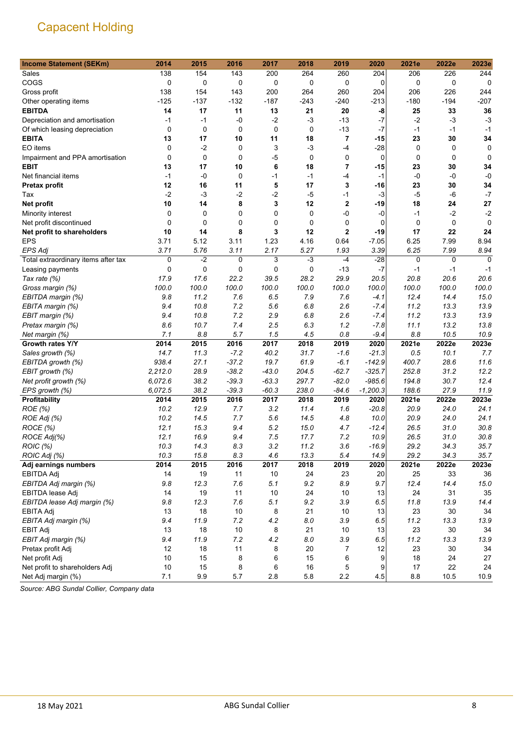# Capacent Holding

| Income Statement (SEKm) | 2014 | 2015 | 2016 | 2017 | 2018 | 2019 | 2020 | 2021e | 2022e | 2023e |
|---|---|---|---|---|---|---|---|---|---|---|
| Sales | 138 | 154 | 143 | 200 | 264 | 260 | 204 | 206 | 226 | 244 |
| COGS | 0 | 0 | 0 | 0 | 0 | 0 | 0 | 0 | 0 | 0 |
| Gross profit | 138 | 154 | 143 | 200 | 264 | 260 | 204 | 206 | 226 | 244 |
| Other operating items | -125 | -137 | -132 | -187 | -243 | -240 | -213 | -180 | -194 | -207 |
| **EBITDA** | **14** | **17** | **11** | **13** | **21** | **20** | **-8** | **25** | **33** | **36** |
| Depreciation and amortisation | -1 | -1 | -0 | -2 | -3 | -13 | -7 | -2 | -3 | -3 |
| Of which leasing depreciation | 0 | 0 | 0 | 0 | 0 | -13 | -7 | -1 | -1 | -1 |
| **EBITA** | **13** | **17** | **10** | **11** | **18** | **7** | **-15** | **23** | **30** | **34** |
| EO items | 0 | -2 | 0 | 3 | -3 | -4 | -28 | 0 | 0 | 0 |
| Impairment and PPA amortisation | 0 | 0 | 0 | -5 | 0 | 0 | 0 | 0 | 0 | 0 |
| **EBIT** | **13** | **17** | **10** | **6** | **18** | **7** | **-15** | **23** | **30** | **34** |
| Net financial items | -1 | -0 | 0 | -1 | -1 | -4 | -1 | -0 | -0 | -0 |
| **Pretax profit** | **12** | **16** | **11** | **5** | **17** | **3** | **-16** | **23** | **30** | **34** |
| Tax | -2 | -3 | -2 | -2 | -5 | -1 | -3 | -5 | -6 | -7 |
| **Net profit** | **10** | **14** | **8** | **3** | **12** | **2** | **-19** | **18** | **24** | **27** |
| Minority interest | 0 | 0 | 0 | 0 | 0 | -0 | -0 | -1 | -2 | -2 |
| Net profit discontinued | 0 | 0 | 0 | 0 | 0 | 0 | 0 | 0 | 0 | 0 |
| **Net profit to shareholders** | **10** | **14** | **8** | **3** | **12** | **2** | **-19** | **17** | **22** | **24** |
| EPS | 3.71 | 5.12 | 3.11 | 1.23 | 4.16 | 0.64 | -7.05 | 6.25 | 7.99 | 8.94 |
| *EPS Adj* | *3.71* | *5.76* | *3.11* | *2.17* | *5.27* | *1.93* | *3.39* | *6.25* | *7.99* | *8.94* |
| Total extraordinary items after tax | 0 | -2 | 0 | 3 | -3 | -4 | -28 | 0 | 0 | 0 |
| Leasing payments | 0 | 0 | 0 | 0 | 0 | -13 | -7 | -1 | -1 | -1 |
| *Tax rate (%)* | *17.9* | *17.6* | *22.2* | *39.5* | *28.2* | *29.9* | *20.5* | *20.8* | *20.6* | *20.6* |
| *Gross margin (%)* | *100.0* | *100.0* | *100.0* | *100.0* | *100.0* | *100.0* | *100.0* | *100.0* | *100.0* | *100.0* |
| *EBITDA margin (%)* | *9.8* | *11.2* | *7.6* | *6.5* | *7.9* | *7.6* | *-4.1* | *12.4* | *14.4* | *15.0* |
| *EBITA margin (%)* | *9.4* | *10.8* | *7.2* | *5.6* | *6.8* | *2.6* | *-7.4* | *11.2* | *13.3* | *13.9* |
| *EBIT margin (%)* | *9.4* | *10.8* | *7.2* | *2.9* | *6.8* | *2.6* | *-7.4* | *11.2* | *13.3* | *13.9* |
| *Pretax margin (%)* | *8.6* | *10.7* | *7.4* | *2.5* | *6.3* | *1.2* | *-7.8* | *11.1* | *13.2* | *13.8* |
| *Net margin (%)* | *7.1* | *8.8* | *5.7* | *1.5* | *4.5* | *0.8* | *-9.4* | *8.8* | *10.5* | *10.9* |
| **Growth rates Y/Y** | **2014** | **2015** | **2016** | **2017** | **2018** | **2019** | **2020** | **2021e** | **2022e** | **2023e** |
| *Sales growth (%)* | *14.7* | *11.3* | *-7.2* | *40.2* | *31.7* | *-1.6* | *-21.3* | *0.5* | *10.1* | *7.7* |
| *EBITDA growth (%)* | *938.4* | *27.1* | *-37.2* | *19.7* | *61.9* | *-6.1* | *-142.9* | *400.7* | *28.6* | *11.6* |
| *EBIT growth (%)* | *2,212.0* | *28.9* | *-38.2* | *-43.0* | *204.5* | *-62.7* | *-325.7* | *252.8* | *31.2* | *12.2* |
| *Net profit growth (%)* | *6,072.6* | *38.2* | *-39.3* | *-63.3* | *297.7* | *-82.0* | *-985.6* | *194.8* | *30.7* | *12.4* |
| *EPS growth (%)* | *6,072.5* | *38.2* | *-39.3* | *-60.3* | *238.0* | *-84.6* | *-1,200.3* | *188.6* | *27.9* | *11.9* |
| **Profitability** | **2014** | **2015** | **2016** | **2017** | **2018** | **2019** | **2020** | **2021e** | **2022e** | **2023e** |
| *ROE (%)* | *10.2* | *12.9* | *7.7* | *3.2* | *11.4* | *1.6* | *-20.8* | *20.9* | *24.0* | *24.1* |
| *ROE Adj (%)* | *10.2* | *14.5* | *7.7* | *5.6* | *14.5* | *4.8* | *10.0* | *20.9* | *24.0* | *24.1* |
| *ROCE (%)* | *12.1* | *15.3* | *9.4* | *5.2* | *15.0* | *4.7* | *-12.4* | *26.5* | *31.0* | *30.8* |
| *ROCE Adj(%)* | *12.1* | *16.9* | *9.4* | *7.5* | *17.7* | *7.2* | *10.9* | *26.5* | *31.0* | *30.8* |
| *ROIC (%)* | *10.3* | *14.3* | *8.3* | *3.2* | *11.2* | *3.6* | *-16.9* | *29.2* | *34.3* | *35.7* |
| *ROIC Adj (%)* | *10.3* | *15.8* | *8.3* | *4.6* | *13.3* | *5.4* | *14.9* | *29.2* | *34.3* | *35.7* |
| **Adj earnings numbers** | **2014** | **2015** | **2016** | **2017** | **2018** | **2019** | **2020** | **2021e** | **2022e** | **2023e** |
| EBITDA Adj | 14 | 19 | 11 | 10 | 24 | 23 | 20 | 25 | 33 | 36 |
| *EBITDA Adj margin (%)* | *9.8* | *12.3* | *7.6* | *5.1* | *9.2* | *8.9* | *9.7* | *12.4* | *14.4* | *15.0* |
| EBITDA lease Adj | 14 | 19 | 11 | 10 | 24 | 10 | 13 | 24 | 31 | 35 |
| *EBITDA lease Adj margin (%)* | *9.8* | *12.3* | *7.6* | *5.1* | *9.2* | *3.9* | *6.5* | *11.8* | *13.9* | *14.4* |
| EBITA Adj | 13 | 18 | 10 | 8 | 21 | 10 | 13 | 23 | 30 | 34 |
| *EBITA Adj margin (%)* | *9.4* | *11.9* | *7.2* | *4.2* | *8.0* | *3.9* | *6.5* | *11.2* | *13.3* | *13.9* |
| EBIT Adj | 13 | 18 | 10 | 8 | 21 | 10 | 13 | 23 | 30 | 34 |
| *EBIT Adj margin (%)* | *9.4* | *11.9* | *7.2* | *4.2* | *8.0* | *3.9* | *6.5* | *11.2* | *13.3* | *13.9* |
| Pretax profit Adj | 12 | 18 | 11 | 8 | 20 | 7 | 12 | 23 | 30 | 34 |
| Net profit Adj | 10 | 15 | 8 | 6 | 15 | 6 | 9 | 18 | 24 | 27 |
| Net profit to shareholders Adj | 10 | 15 | 8 | 6 | 16 | 5 | 9 | 17 | 22 | 24 |
| Net Adj margin (%) | 7.1 | 9.9 | 5.7 | 2.8 | 5.8 | 2.2 | 4.5 | 8.8 | 10.5 | 10.9 |

*Source: ABG Sundal Collier, Company data*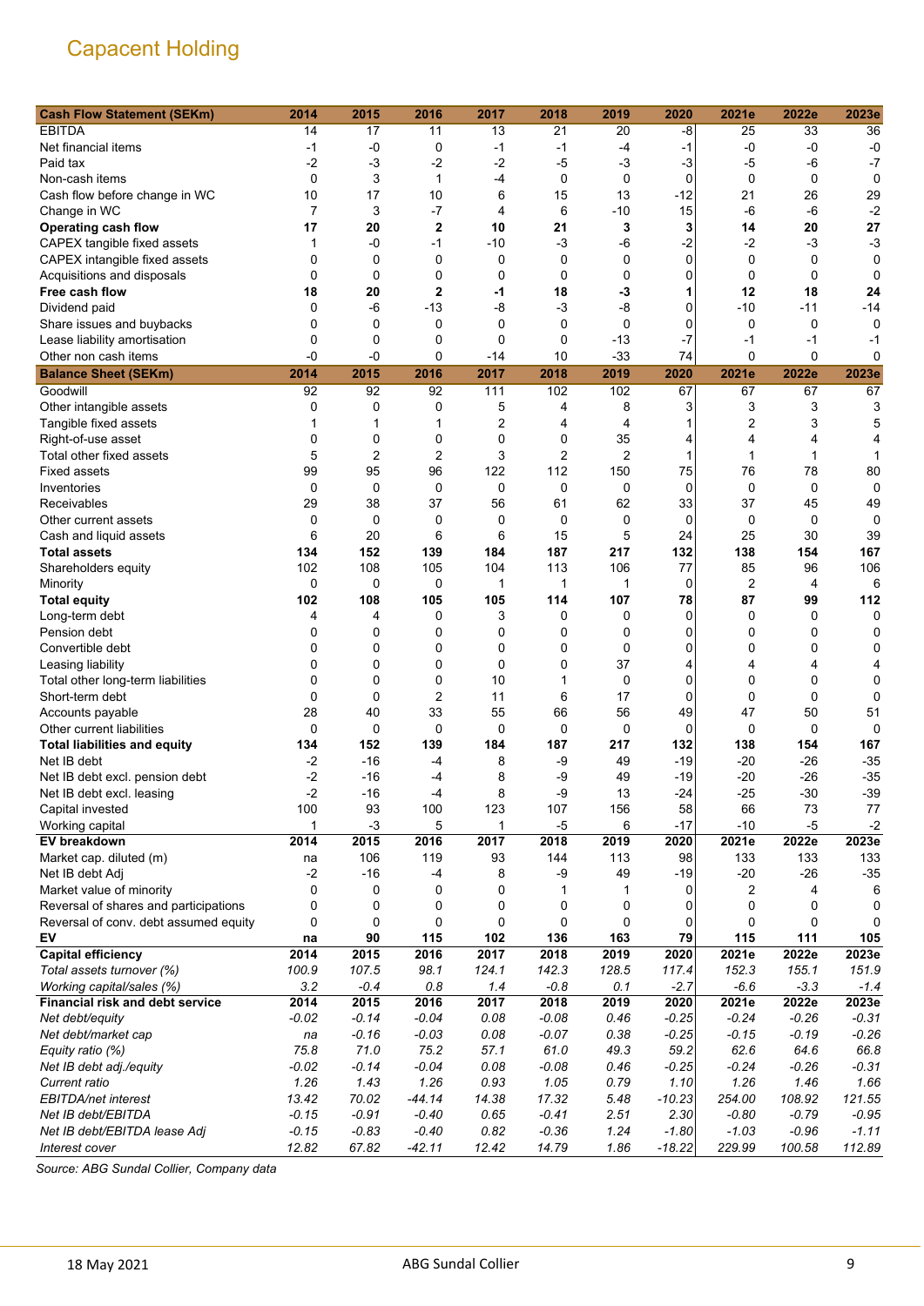# Capacent Holding

| Cash Flow Statement (SEKm) | 2014 | 2015 | 2016 | 2017 | 2018 | 2019 | 2020 | 2021e | 2022e | 2023e |
|---|---|---|---|---|---|---|---|---|---|---|
| EBITDA | 14 | 17 | 11 | 13 | 21 | 20 | -8 | 25 | 33 | 36 |
| Net financial items | -1 | -0 | 0 | -1 | -1 | -4 | -1 | -0 | -0 | -0 |
| Paid tax | -2 | -3 | -2 | -2 | -5 | -3 | -3 | -5 | -6 | -7 |
| Non-cash items | 0 | 3 | 1 | -4 | 0 | 0 | 0 | 0 | 0 | 0 |
| Cash flow before change in WC | 10 | 17 | 10 | 6 | 15 | 13 | -12 | 21 | 26 | 29 |
| Change in WC | 7 | 3 | -7 | 4 | 6 | -10 | 15 | -6 | -6 | -2 |
| **Operating cash flow** | **17** | **20** | **2** | **10** | **21** | **3** | **3** | **14** | **20** | **27** |
| CAPEX tangible fixed assets | 1 | -0 | -1 | -10 | -3 | -6 | -2 | -2 | -3 | -3 |
| CAPEX intangible fixed assets | 0 | 0 | 0 | 0 | 0 | 0 | 0 | 0 | 0 | 0 |
| Acquisitions and disposals | 0 | 0 | 0 | 0 | 0 | 0 | 0 | 0 | 0 | 0 |
| **Free cash flow** | **18** | **20** | **2** | **-1** | **18** | **-3** | **1** | **12** | **18** | **24** |
| Dividend paid | 0 | -6 | -13 | -8 | -3 | -8 | 0 | -10 | -11 | -14 |
| Share issues and buybacks | 0 | 0 | 0 | 0 | 0 | 0 | 0 | 0 | 0 | 0 |
| Lease liability amortisation | 0 | 0 | 0 | 0 | 0 | -13 | -7 | -1 | -1 | -1 |
| Other non cash items | -0 | -0 | 0 | -14 | 10 | -33 | 74 | 0 | 0 | 0 |
| **Balance Sheet (SEKm)** | **2014** | **2015** | **2016** | **2017** | **2018** | **2019** | **2020** | **2021e** | **2022e** | **2023e** |
| Goodwill | 92 | 92 | 92 | 111 | 102 | 102 | 67 | 67 | 67 | 67 |
| Other intangible assets | 0 | 0 | 0 | 5 | 4 | 8 | 3 | 3 | 3 | 3 |
| Tangible fixed assets | 1 | 1 | 1 | 2 | 4 | 4 | 1 | 2 | 3 | 5 |
| Right-of-use asset | 0 | 0 | 0 | 0 | 0 | 35 | 4 | 4 | 4 | 4 |
| Total other fixed assets | 5 | 2 | 2 | 3 | 2 | 2 | 1 | 1 | 1 | 1 |
| Fixed assets | 99 | 95 | 96 | 122 | 112 | 150 | 75 | 76 | 78 | 80 |
| Inventories | 0 | 0 | 0 | 0 | 0 | 0 | 0 | 0 | 0 | 0 |
| Receivables | 29 | 38 | 37 | 56 | 61 | 62 | 33 | 37 | 45 | 49 |
| Other current assets | 0 | 0 | 0 | 0 | 0 | 0 | 0 | 0 | 0 | 0 |
| Cash and liquid assets | 6 | 20 | 6 | 6 | 15 | 5 | 24 | 25 | 30 | 39 |
| **Total assets** | **134** | **152** | **139** | **184** | **187** | **217** | **132** | **138** | **154** | **167** |
| Shareholders equity | 102 | 108 | 105 | 104 | 113 | 106 | 77 | 85 | 96 | 106 |
| Minority | 0 | 0 | 0 | 1 | 1 | 1 | 0 | 2 | 4 | 6 |
| **Total equity** | **102** | **108** | **105** | **105** | **114** | **107** | **78** | **87** | **99** | **112** |
| Long-term debt | 4 | 4 | 0 | 3 | 0 | 0 | 0 | 0 | 0 | 0 |
| Pension debt | 0 | 0 | 0 | 0 | 0 | 0 | 0 | 0 | 0 | 0 |
| Convertible debt | 0 | 0 | 0 | 0 | 0 | 0 | 0 | 0 | 0 | 0 |
| Leasing liability | 0 | 0 | 0 | 0 | 0 | 37 | 4 | 4 | 4 | 4 |
| Total other long-term liabilities | 0 | 0 | 0 | 10 | 1 | 0 | 0 | 0 | 0 | 0 |
| Short-term debt | 0 | 0 | 2 | 11 | 6 | 17 | 0 | 0 | 0 | 0 |
| Accounts payable | 28 | 40 | 33 | 55 | 66 | 56 | 49 | 47 | 50 | 51 |
| Other current liabilities | 0 | 0 | 0 | 0 | 0 | 0 | 0 | 0 | 0 | 0 |
| **Total liabilities and equity** | **134** | **152** | **139** | **184** | **187** | **217** | **132** | **138** | **154** | **167** |
| Net IB debt | -2 | -16 | -4 | 8 | -9 | 49 | -19 | -20 | -26 | -35 |
| Net IB debt excl. pension debt | -2 | -16 | -4 | 8 | -9 | 49 | -19 | -20 | -26 | -35 |
| Net IB debt excl. leasing | -2 | -16 | -4 | 8 | -9 | 13 | -24 | -25 | -30 | -39 |
| Capital invested | 100 | 93 | 100 | 123 | 107 | 156 | 58 | 66 | 73 | 77 |
| Working capital | 1 | -3 | 5 | 1 | -5 | 6 | -17 | -10 | -5 | -2 |
| **EV breakdown** | **2014** | **2015** | **2016** | **2017** | **2018** | **2019** | **2020** | **2021e** | **2022e** | **2023e** |
| Market cap. diluted (m) | na | 106 | 119 | 93 | 144 | 113 | 98 | 133 | 133 | 133 |
| Net IB debt Adj | -2 | -16 | -4 | 8 | -9 | 49 | -19 | -20 | -26 | -35 |
| Market value of minority | 0 | 0 | 0 | 0 | 1 | 1 | 0 | 2 | 4 | 6 |
| Reversal of shares and participations | 0 | 0 | 0 | 0 | 0 | 0 | 0 | 0 | 0 | 0 |
| Reversal of conv. debt assumed equity | 0 | 0 | 0 | 0 | 0 | 0 | 0 | 0 | 0 | 0 |
| **EV** | **na** | **90** | **115** | **102** | **136** | **163** | **79** | **115** | **111** | **105** |
| **Capital efficiency** | **2014** | **2015** | **2016** | **2017** | **2018** | **2019** | **2020** | **2021e** | **2022e** | **2023e** |
| *Total assets turnover (%)* | *100.9* | *107.5* | *98.1* | *124.1* | *142.3* | *128.5* | *117.4* | *152.3* | *155.1* | *151.9* |
| *Working capital/sales (%)* | *3.2* | *-0.4* | *0.8* | *1.4* | *-0.8* | *0.1* | *-2.7* | *-6.6* | *-3.3* | *-1.4* |
| **Financial risk and debt service** | **2014** | **2015** | **2016** | **2017** | **2018** | **2019** | **2020** | **2021e** | **2022e** | **2023e** |
| *Net debt/equity* | *-0.02* | *-0.14* | *-0.04* | *0.08* | *-0.08* | *0.46* | *-0.25* | *-0.24* | *-0.26* | *-0.31* |
| *Net debt/market cap* | *na* | *-0.16* | *-0.03* | *0.08* | *-0.07* | *0.38* | *-0.25* | *-0.15* | *-0.19* | *-0.26* |
| *Equity ratio (%)* | *75.8* | *71.0* | *75.2* | *57.1* | *61.0* | *49.3* | *59.2* | *62.6* | *64.6* | *66.8* |
| *Net IB debt adj./equity* | *-0.02* | *-0.14* | *-0.04* | *0.08* | *-0.08* | *0.46* | *-0.25* | *-0.24* | *-0.26* | *-0.31* |
| *Current ratio* | *1.26* | *1.43* | *1.26* | *0.93* | *1.05* | *0.79* | *1.10* | *1.26* | *1.46* | *1.66* |
| *EBITDA/net interest* | *13.42* | *70.02* | *-44.14* | *14.38* | *17.32* | *5.48* | *-10.23* | *254.00* | *108.92* | *121.55* |
| *Net IB debt/EBITDA* | *-0.15* | *-0.91* | *-0.40* | *0.65* | *-0.41* | *2.51* | *2.30* | *-0.80* | *-0.79* | *-0.95* |
| *Net IB debt/EBITDA lease Adj* | *-0.15* | *-0.83* | *-0.40* | *0.82* | *-0.36* | *1.24* | *-1.80* | *-1.03* | *-0.96* | *-1.11* |
| *Interest cover* | *12.82* | *67.82* | *-42.11* | *12.42* | *14.79* | *1.86* | *-18.22* | *229.99* | *100.58* | *112.89* |

*Source: ABG Sundal Collier, Company data*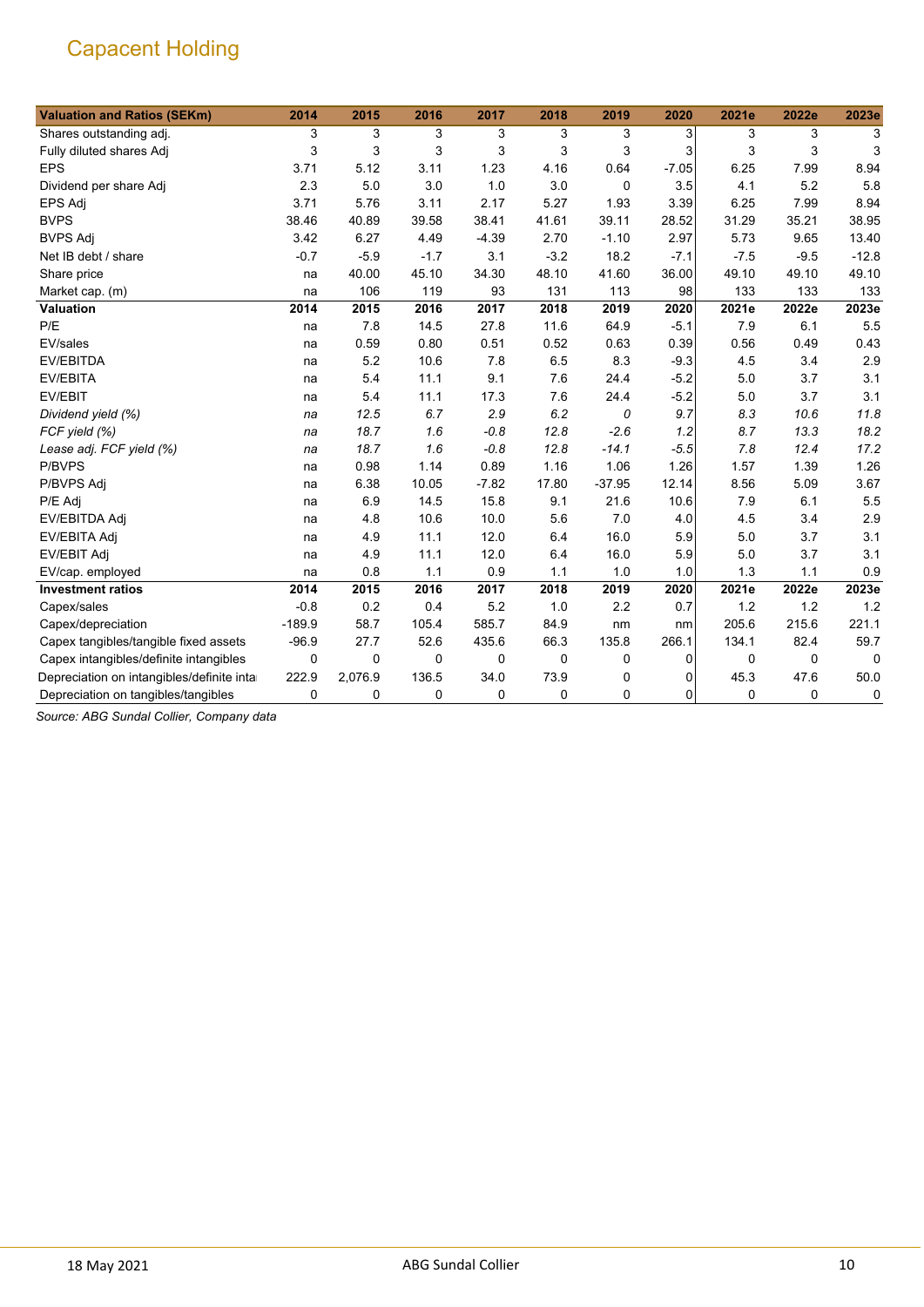# Capacent Holding

| Valuation and Ratios (SEKm) | 2014 | 2015 | 2016 | 2017 | 2018 | 2019 | 2020 | 2021e | 2022e | 2023e |
|---|---|---|---|---|---|---|---|---|---|---|
| Shares outstanding adj. | 3 | 3 | 3 | 3 | 3 | 3 | 3 | 3 | 3 | 3 |
| Fully diluted shares Adj | 3 | 3 | 3 | 3 | 3 | 3 | 3 | 3 | 3 | 3 |
| EPS | 3.71 | 5.12 | 3.11 | 1.23 | 4.16 | 0.64 | -7.05 | 6.25 | 7.99 | 8.94 |
| Dividend per share Adj | 2.3 | 5.0 | 3.0 | 1.0 | 3.0 | 0 | 3.5 | 4.1 | 5.2 | 5.8 |
| EPS Adj | 3.71 | 5.76 | 3.11 | 2.17 | 5.27 | 1.93 | 3.39 | 6.25 | 7.99 | 8.94 |
| BVPS | 38.46 | 40.89 | 39.58 | 38.41 | 41.61 | 39.11 | 28.52 | 31.29 | 35.21 | 38.95 |
| BVPS Adj | 3.42 | 6.27 | 4.49 | -4.39 | 2.70 | -1.10 | 2.97 | 5.73 | 9.65 | 13.40 |
| Net IB debt / share | -0.7 | -5.9 | -1.7 | 3.1 | -3.2 | 18.2 | -7.1 | -7.5 | -9.5 | -12.8 |
| Share price | na | 40.00 | 45.10 | 34.30 | 48.10 | 41.60 | 36.00 | 49.10 | 49.10 | 49.10 |
| Market cap. (m) | na | 106 | 119 | 93 | 131 | 113 | 98 | 133 | 133 | 133 |
| **Valuation** | **2014** | **2015** | **2016** | **2017** | **2018** | **2019** | **2020** | **2021e** | **2022e** | **2023e** |
| P/E | na | 7.8 | 14.5 | 27.8 | 11.6 | 64.9 | -5.1 | 7.9 | 6.1 | 5.5 |
| EV/sales | na | 0.59 | 0.80 | 0.51 | 0.52 | 0.63 | 0.39 | 0.56 | 0.49 | 0.43 |
| EV/EBITDA | na | 5.2 | 10.6 | 7.8 | 6.5 | 8.3 | -9.3 | 4.5 | 3.4 | 2.9 |
| EV/EBITA | na | 5.4 | 11.1 | 9.1 | 7.6 | 24.4 | -5.2 | 5.0 | 3.7 | 3.1 |
| EV/EBIT | na | 5.4 | 11.1 | 17.3 | 7.6 | 24.4 | -5.2 | 5.0 | 3.7 | 3.1 |
| *Dividend yield (%)* | *na* | *12.5* | *6.7* | *2.9* | *6.2* | *0* | *9.7* | *8.3* | *10.6* | *11.8* |
| *FCF yield (%)* | *na* | *18.7* | *1.6* | *-0.8* | *12.8* | *-2.6* | *1.2* | *8.7* | *13.3* | *18.2* |
| *Lease adj. FCF yield (%)* | *na* | *18.7* | *1.6* | *-0.8* | *12.8* | *-14.1* | *-5.5* | *7.8* | *12.4* | *17.2* |
| P/BVPS | na | 0.98 | 1.14 | 0.89 | 1.16 | 1.06 | 1.26 | 1.57 | 1.39 | 1.26 |
| P/BVPS Adj | na | 6.38 | 10.05 | -7.82 | 17.80 | -37.95 | 12.14 | 8.56 | 5.09 | 3.67 |
| P/E Adj | na | 6.9 | 14.5 | 15.8 | 9.1 | 21.6 | 10.6 | 7.9 | 6.1 | 5.5 |
| EV/EBITDA Adj | na | 4.8 | 10.6 | 10.0 | 5.6 | 7.0 | 4.0 | 4.5 | 3.4 | 2.9 |
| EV/EBITA Adj | na | 4.9 | 11.1 | 12.0 | 6.4 | 16.0 | 5.9 | 5.0 | 3.7 | 3.1 |
| EV/EBIT Adj | na | 4.9 | 11.1 | 12.0 | 6.4 | 16.0 | 5.9 | 5.0 | 3.7 | 3.1 |
| EV/cap. employed | na | 0.8 | 1.1 | 0.9 | 1.1 | 1.0 | 1.0 | 1.3 | 1.1 | 0.9 |
| **Investment ratios** | **2014** | **2015** | **2016** | **2017** | **2018** | **2019** | **2020** | **2021e** | **2022e** | **2023e** |
| Capex/sales | -0.8 | 0.2 | 0.4 | 5.2 | 1.0 | 2.2 | 0.7 | 1.2 | 1.2 | 1.2 |
| Capex/depreciation | -189.9 | 58.7 | 105.4 | 585.7 | 84.9 | nm | nm | 205.6 | 215.6 | 221.1 |
| Capex tangibles/tangible fixed assets | -96.9 | 27.7 | 52.6 | 435.6 | 66.3 | 135.8 | 266.1 | 134.1 | 82.4 | 59.7 |
| Capex intangibles/definite intangibles | 0 | 0 | 0 | 0 | 0 | 0 | 0 | 0 | 0 | 0 |
| Depreciation on intangibles/definite inta | 222.9 | 2,076.9 | 136.5 | 34.0 | 73.9 | 0 | 0 | 45.3 | 47.6 | 50.0 |
| Depreciation on tangibles/tangibles | 0 | 0 | 0 | 0 | 0 | 0 | 0 | 0 | 0 | 0 |

*Source: ABG Sundal Collier, Company data*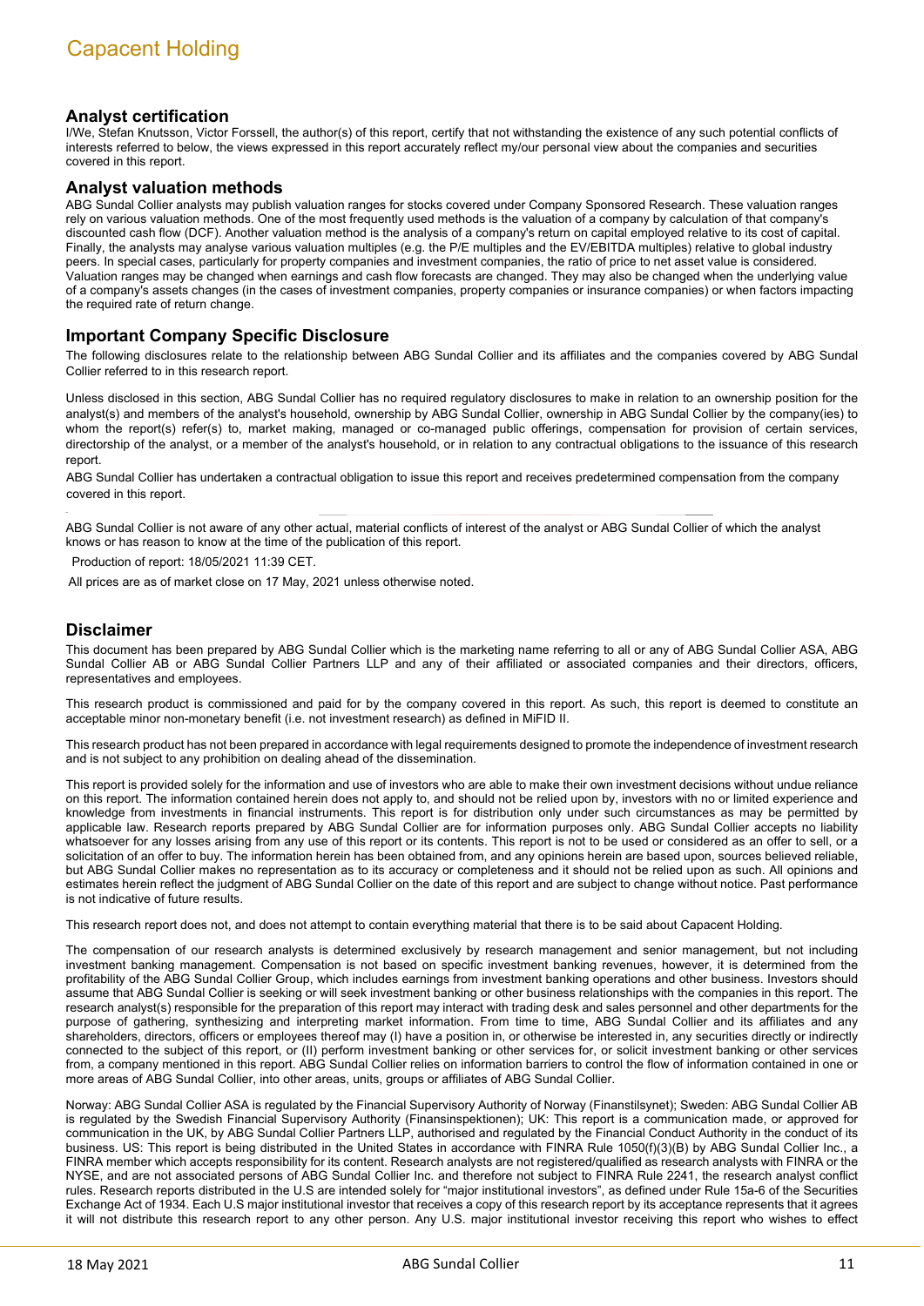## Analyst certification

I/We, Stefan Knutsson, Victor Forssell, the author(s) of this report, certify that not withstanding the existence of any such potential conflicts of interests referred to below, the views expressed in this report accurately reflect my/our personal view about the companies and securities covered in this report.

## Analyst valuation methods

ABG Sundal Collier analysts may publish valuation ranges for stocks covered under Company Sponsored Research. These valuation ranges rely on various valuation methods. One of the most frequently used methods is the valuation of a company by calculation of that company's discounted cash flow (DCF). Another valuation method is the analysis of a company's return on capital employed relative to its cost of capital. Finally, the analysts may analyse various valuation multiples (e.g. the P/E multiples and the EV/EBITDA multiples) relative to global industry peers. In special cases, particularly for property companies and investment companies, the ratio of price to net asset value is considered. Valuation ranges may be changed when earnings and cash flow forecasts are changed. They may also be changed when the underlying value of a company's assets changes (in the cases of investment companies, property companies or insurance companies) or when factors impacting the required rate of return change.

## Important Company Specific Disclosure

The following disclosures relate to the relationship between ABG Sundal Collier and its affiliates and the companies covered by ABG Sundal Collier referred to in this research report.

Unless disclosed in this section, ABG Sundal Collier has no required regulatory disclosures to make in relation to an ownership position for the analyst(s) and members of the analyst's household, ownership by ABG Sundal Collier, ownership in ABG Sundal Collier by the company(ies) to whom the report(s) refer(s) to, market making, managed or co-managed public offerings, compensation for provision of certain services, directorship of the analyst, or a member of the analyst's household, or in relation to any contractual obligations to the issuance of this research report.

ABG Sundal Collier has undertaken a contractual obligation to issue this report and receives predetermined compensation from the company covered in this report.

ABG Sundal Collier is not aware of any other actual, material conflicts of interest of the analyst or ABG Sundal Collier of which the analyst knows or has reason to know at the time of the publication of this report.

Production of report: 18/05/2021 11:39 CET.

All prices are as of market close on 17 May, 2021 unless otherwise noted.

## Disclaimer

This document has been prepared by ABG Sundal Collier which is the marketing name referring to all or any of ABG Sundal Collier ASA, ABG Sundal Collier AB or ABG Sundal Collier Partners LLP and any of their affiliated or associated companies and their directors, officers, representatives and employees.

This research product is commissioned and paid for by the company covered in this report. As such, this report is deemed to constitute an acceptable minor non-monetary benefit (i.e. not investment research) as defined in MiFID II.

This research product has not been prepared in accordance with legal requirements designed to promote the independence of investment research and is not subject to any prohibition on dealing ahead of the dissemination.

This report is provided solely for the information and use of investors who are able to make their own investment decisions without undue reliance on this report. The information contained herein does not apply to, and should not be relied upon by, investors with no or limited experience and knowledge from investments in financial instruments. This report is for distribution only under such circumstances as may be permitted by applicable law. Research reports prepared by ABG Sundal Collier are for information purposes only. ABG Sundal Collier accepts no liability whatsoever for any losses arising from any use of this report or its contents. This report is not to be used or considered as an offer to sell, or a solicitation of an offer to buy. The information herein has been obtained from, and any opinions herein are based upon, sources believed reliable, but ABG Sundal Collier makes no representation as to its accuracy or completeness and it should not be relied upon as such. All opinions and estimates herein reflect the judgment of ABG Sundal Collier on the date of this report and are subject to change without notice. Past performance is not indicative of future results.

This research report does not, and does not attempt to contain everything material that there is to be said about Capacent Holding.

The compensation of our research analysts is determined exclusively by research management and senior management, but not including investment banking management. Compensation is not based on specific investment banking revenues, however, it is determined from the profitability of the ABG Sundal Collier Group, which includes earnings from investment banking operations and other business. Investors should assume that ABG Sundal Collier is seeking or will seek investment banking or other business relationships with the companies in this report. The research analyst(s) responsible for the preparation of this report may interact with trading desk and sales personnel and other departments for the purpose of gathering, synthesizing and interpreting market information. From time to time, ABG Sundal Collier and its affiliates and any shareholders, directors, officers or employees thereof may (I) have a position in, or otherwise be interested in, any securities directly or indirectly connected to the subject of this report, or (II) perform investment banking or other services for, or solicit investment banking or other services from, a company mentioned in this report. ABG Sundal Collier relies on information barriers to control the flow of information contained in one or more areas of ABG Sundal Collier, into other areas, units, groups or affiliates of ABG Sundal Collier.

Norway: ABG Sundal Collier ASA is regulated by the Financial Supervisory Authority of Norway (Finanstilsynet); Sweden: ABG Sundal Collier AB is regulated by the Swedish Financial Supervisory Authority (Finansinspektionen); UK: This report is a communication made, or approved for communication in the UK, by ABG Sundal Collier Partners LLP, authorised and regulated by the Financial Conduct Authority in the conduct of its business. US: This report is being distributed in the United States in accordance with FINRA Rule 1050(f)(3)(B) by ABG Sundal Collier Inc., a FINRA member which accepts responsibility for its content. Research analysts are not registered/qualified as research analysts with FINRA or the NYSE, and are not associated persons of ABG Sundal Collier Inc. and therefore not subject to FINRA Rule 2241, the research analyst conflict rules. Research reports distributed in the U.S are intended solely for "major institutional investors", as defined under Rule 15a-6 of the Securities Exchange Act of 1934. Each U.S major institutional investor that receives a copy of this research report by its acceptance represents that it agrees it will not distribute this research report to any other person. Any U.S. major institutional investor receiving this report who wishes to effect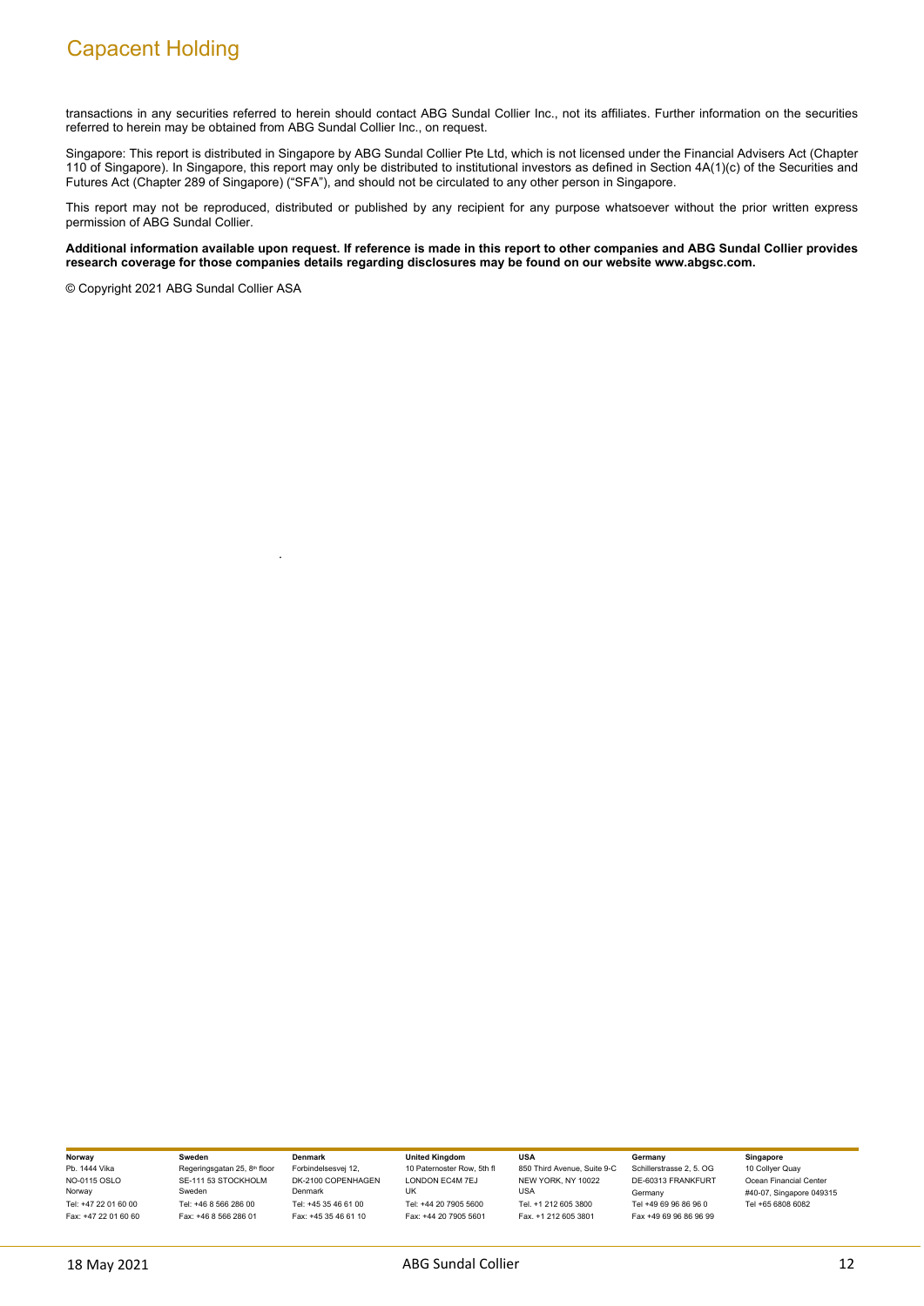transactions in any securities referred to herein should contact ABG Sundal Collier Inc., not its affiliates. Further information on the securities referred to herein may be obtained from ABG Sundal Collier Inc., on request.

Singapore: This report is distributed in Singapore by ABG Sundal Collier Pte Ltd, which is not licensed under the Financial Advisers Act (Chapter 110 of Singapore). In Singapore, this report may only be distributed to institutional investors as defined in Section 4A(1)(c) of the Securities and Futures Act (Chapter 289 of Singapore) ("SFA"), and should not be circulated to any other person in Singapore.

This report may not be reproduced, distributed or published by any recipient for any purpose whatsoever without the prior written express permission of ABG Sundal Collier.

**Additional information available upon request. If reference is made in this report to other companies and ABG Sundal Collier provides research coverage for those companies details regarding disclosures may be found on our website www.abgsc.com.**

© Copyright 2021 ABG Sundal Collier ASA

| Norway | Sweden | Denmark | United Kingdom | USA | Germany | Singapore |
|---|---|---|---|---|---|---|
| Pb. 1444 Vika | Regeringsgatan 25, 8th floor | Forbindelsesvej 12, | 10 Paternoster Row, 5th fl | 850 Third Avenue, Suite 9-C | Schillerstrasse 2, 5. OG | 10 Collyer Quay |
| NO-0115 OSLO | SE-111 53 STOCKHOLM | DK-2100 COPENHAGEN | LONDON EC4M 7EJ | NEW YORK, NY 10022 | DE-60313 FRANKFURT | Ocean Financial Center |
| Norway | Sweden | Denmark | UK | USA | Germany | #40-07, Singapore 049315 |
| Tel: +47 22 01 60 00 | Tel: +46 8 566 286 00 | Tel: +45 35 46 61 00 | Tel: +44 20 7905 5600 | Tel. +1 212 605 3800 | Tel +49 69 96 86 96 0 | Tel +65 6808 6082 |
| Fax: +47 22 01 60 60 | Fax: +46 8 566 286 01 | Fax: +45 35 46 61 10 | Fax: +44 20 7905 5601 | Fax. +1 212 605 3801 | Fax +49 69 96 86 96 99 | |